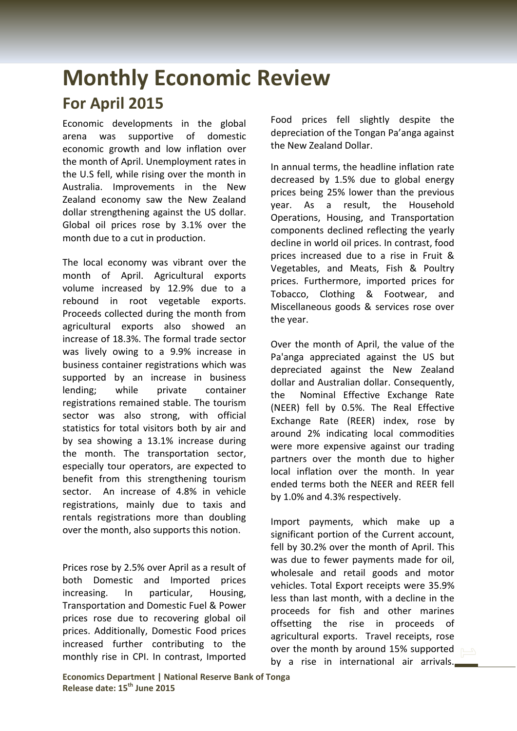# Monthly Economic Review

## For April 2015

Economic developments in the global arena was supportive of domestic economic growth and low inflation over the month of April. Unemployment rates in the U.S fell, while rising over the month in Australia. Improvements in the New Zealand economy saw the New Zealand dollar strengthening against the US dollar. Global oil prices rose by 3.1% over the month due to a cut in production.

The local economy was vibrant over the month of April. Agricultural exports volume increased by 12.9% due to a rebound in root vegetable exports. Proceeds collected during the month from agricultural exports also showed an increase of 18.3%. The formal trade sector was lively owing to a 9.9% increase in business container registrations which was supported by an increase in business lending; while private container registrations remained stable. The tourism sector was also strong, with official statistics for total visitors both by air and by sea showing a 13.1% increase during the month. The transportation sector, especially tour operators, are expected to benefit from this strengthening tourism sector. An increase of 4.8% in vehicle registrations, mainly due to taxis and rentals registrations more than doubling over the month, also supports this notion.

Prices rose by 2.5% over April as a result of both Domestic and Imported prices increasing. In particular, Housing, Transportation and Domestic Fuel & Power prices rose due to recovering global oil prices. Additionally, Domestic Food prices increased further contributing to the monthly rise in CPI. In contrast, Imported Food prices fell slightly despite the depreciation of the Tongan Pa'anga against the New Zealand Dollar.

In annual terms, the headline inflation rate decreased by 1.5% due to global energy prices being 25% lower than the previous year. As a result, the Household Operations, Housing, and Transportation components declined reflecting the yearly decline in world oil prices. In contrast, food prices increased due to a rise in Fruit & Vegetables, and Meats, Fish & Poultry prices. Furthermore, imported prices for Tobacco, Clothing & Footwear, and Miscellaneous goods & services rose over the year.

Over the month of April, the value of the Pa'anga appreciated against the US but depreciated against the New Zealand dollar and Australian dollar. Consequently, the Nominal Effective Exchange Rate (NEER) fell by 0.5%. The Real Effective Exchange Rate (REER) index, rose by around 2% indicating local commodities were more expensive against our trading partners over the month due to higher local inflation over the month. In year ended terms both the NEER and REER fell by 1.0% and 4.3% respectively.

Import payments, which make up a significant portion of the Current account, fell by 30.2% over the month of April. This was due to fewer payments made for oil, wholesale and retail goods and motor vehicles. Total Export receipts were 35.9% less than last month, with a decline in the proceeds for fish and other marines offsetting the rise in proceeds of agricultural exports. Travel receipts, rose over the month by around 15% supported by a rise in international air arrivals.

**Economics Department | National Reserve Bank of Tonga**
**Release date: 15th June 2015**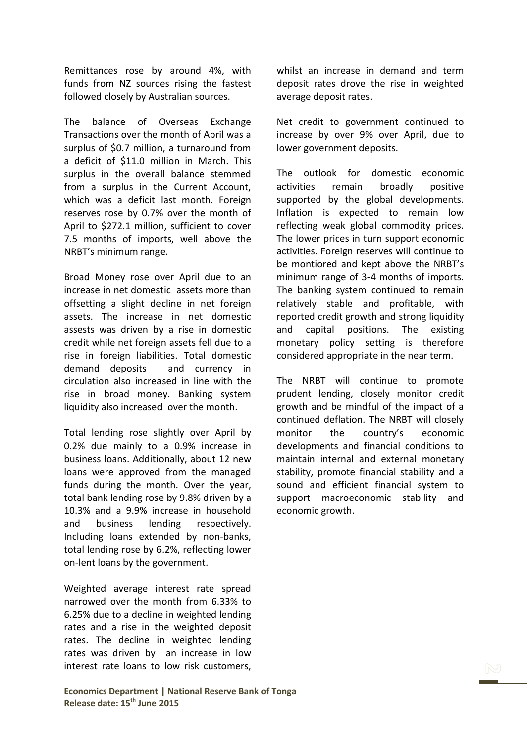Remittances rose by around 4%, with funds from NZ sources rising the fastest followed closely by Australian sources.

The balance of Overseas Exchange Transactions over the month of April was a surplus of $0.7 million, a turnaround from a deficit of $11.0 million in March. This surplus in the overall balance stemmed from a surplus in the Current Account, which was a deficit last month. Foreign reserves rose by 0.7% over the month of April to $272.1 million, sufficient to cover 7.5 months of imports, well above the NRBT's minimum range.

Broad Money rose over April due to an increase in net domestic assets more than offsetting a slight decline in net foreign assets. The increase in net domestic assests was driven by a rise in domestic credit while net foreign assets fell due to a rise in foreign liabilities. Total domestic demand deposits and currency in circulation also increased in line with the rise in broad money. Banking system liquidity also increased over the month.

Total lending rose slightly over April by 0.2% due mainly to a 0.9% increase in business loans. Additionally, about 12 new loans were approved from the managed funds during the month. Over the year, total bank lending rose by 9.8% driven by a 10.3% and a 9.9% increase in household and business lending respectively. Including loans extended by non-banks, total lending rose by 6.2%, reflecting lower on-lent loans by the government.

Weighted average interest rate spread narrowed over the month from 6.33% to 6.25% due to a decline in weighted lending rates and a rise in the weighted deposit rates. The decline in weighted lending rates was driven by an increase in low interest rate loans to low risk customers, whilst an increase in demand and term deposit rates drove the rise in weighted average deposit rates.

Net credit to government continued to increase by over 9% over April, due to lower government deposits.

The outlook for domestic economic activities remain broadly positive supported by the global developments. Inflation is expected to remain low reflecting weak global commodity prices. The lower prices in turn support economic activities. Foreign reserves will continue to be montiored and kept above the NRBT's minimum range of 3-4 months of imports. The banking system continued to remain relatively stable and profitable, with reported credit growth and strong liquidity and capital positions. The existing monetary policy setting is therefore considered appropriate in the near term.

The NRBT will continue to promote prudent lending, closely monitor credit growth and be mindful of the impact of a continued deflation. The NRBT will closely monitor the country's economic developments and financial conditions to maintain internal and external monetary stability, promote financial stability and a sound and efficient financial system to support macroeconomic stability and economic growth.

**Economics Department | National Reserve Bank of Tonga**
**Release date: 15th June 2015**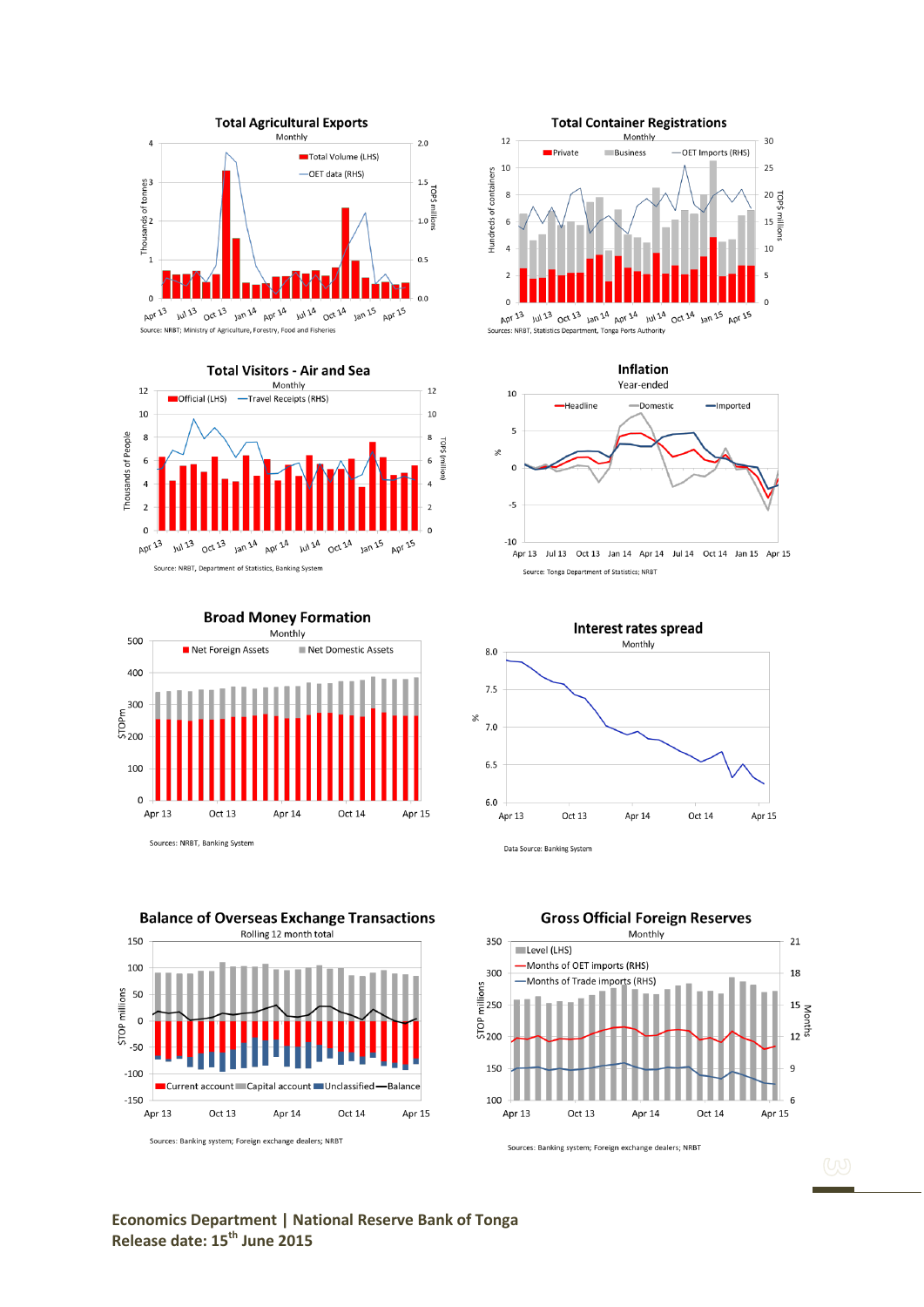## Total Agricultural Exports

Monthly

4 3 2 1 0

Thousands of tonnes

2.0 1.5 1.0 0.5 0.0

TOP$ millions

Total Volume (LHS)

OET data (RHS)

Apr 13 Jul 13 Oct 13 Jan 14 Apr 14 Jul 14 Oct 14 Jan 15 Apr 15

Source: NRBT; Ministry of Agriculture, Forestry, Food and Fisheries

## Total Container Registrations

Monthly

12 10 8 6 4 2 0

Hundreds of containers

30 25 20 15 10 5 0

TOP$ millions

Private Business OET Imports (RHS)

Apr 13 Jul 13 Oct 13 Jan 14 Apr 14 Jul 14 Oct 14 Jan 15 Apr 15

Sources: NRBT, Statistics Department, Tonga Ports Authority

## Total Visitors - Air and Sea

Monthly

12 10 8 6 4 2 0

Thousands of People

12 10 8 6 4 2 0

TOP$ (million)

Official (LHS) Travel Receipts (RHS)

Apr 13 Jul 13 Oct 13 Jan 14 Apr 14 Jul 14 Oct 14 Jan 15 Apr 15

Source: NRBT, Department of Statistics, Banking System

## Inflation

Year-ended

10 5 0 -5 -10

%

Headline Domestic Imported

Apr 13 Jul 13 Oct 13 Jan 14 Apr 14 Jul 14 Oct 14 Jan 15 Apr 15

Source: Tonga Department of Statistics; NRBT

## Broad Money Formation

Monthly

500 400 300 200 100 0

$TOPm

Net Foreign Assets Net Domestic Assets

Apr 13 Oct 13 Apr 14 Oct 14 Apr 15

Sources: NRBT, Banking System

## Interest rates spread

Monthly

8.0 7.5 7.0 6.5 6.0

%

Apr 13 Oct 13 Apr 14 Oct 14 Apr 15

Data Source: Banking System

## Balance of Overseas Exchange Transactions

Rolling 12 month total

150 100 50 0 -50 -100 -150

$TOP millions

Current account Capital account Unclassified Balance

Apr 13 Oct 13 Apr 14 Oct 14 Apr 15

Sources: Banking system; Foreign exchange dealers; NRBT

## Gross Official Foreign Reserves

Monthly

350 300 250 200 150 100

$TOP millions

21 18 15 12 9 6

Months

Level (LHS)

Months of OET imports (RHS)

Months of Trade imports (RHS)

Apr 13 Oct 13 Apr 14 Oct 14 Apr 15

Sources: Banking system; Foreign exchange dealers; NRBT

**Economics Department | National Reserve Bank of Tonga**

**Release date: 15th June 2015**